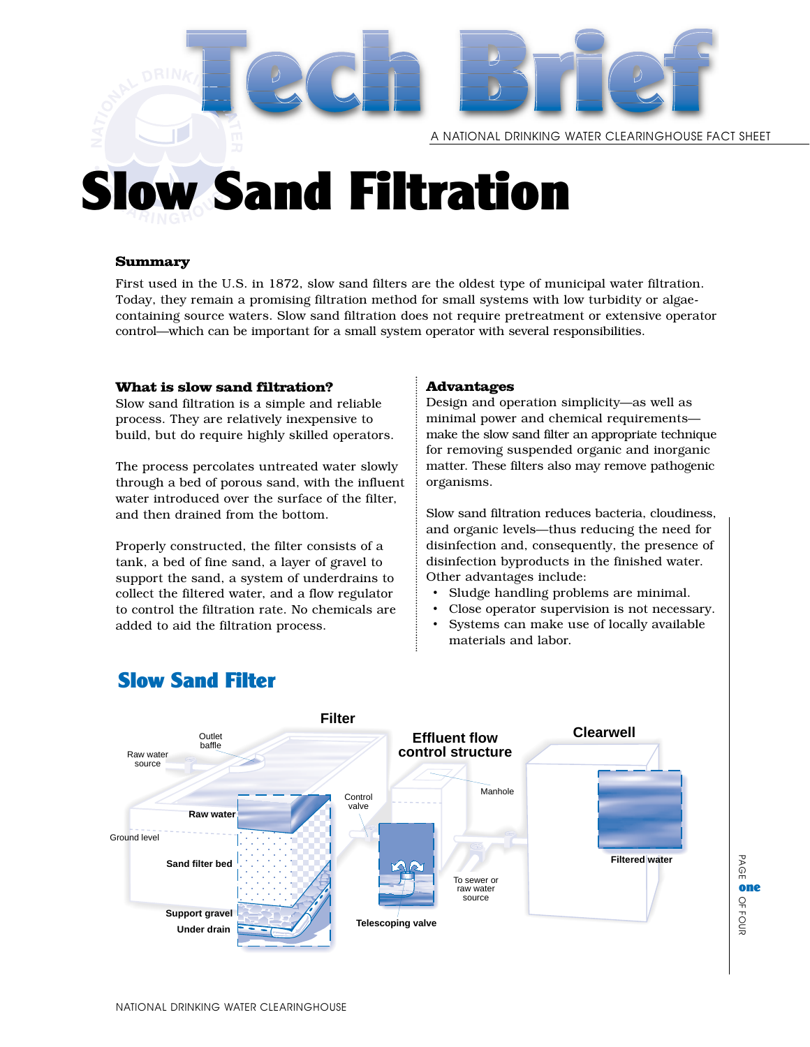# Tech Brief

A NATIONAL DRINKING WATER CLEARINGHOUSE FACT SHEET

# Slow Sand Filtration

### Summary

First used in the U.S. in 1872, slow sand filters are the oldest type of municipal water filtration. Today, they remain a promising filtration method for small systems with low turbidity or algae-containing source waters. Slow sand filtration does not require pretreatment or extensive operator control—which can be important for a small system operator with several responsibilities.

### What is slow sand filtration?

Slow sand filtration is a simple and reliable process. They are relatively inexpensive to build, but do require highly skilled operators.

The process percolates untreated water slowly through a bed of porous sand, with the influent water introduced over the surface of the filter, and then drained from the bottom.

Properly constructed, the filter consists of a tank, a bed of fine sand, a layer of gravel to support the sand, a system of underdrains to collect the filtered water, and a flow regulator to control the filtration rate. No chemicals are added to aid the filtration process.

### Advantages

Design and operation simplicity—as well as minimal power and chemical requirements—make the slow sand filter an appropriate technique for removing suspended organic and inorganic matter. These filters also may remove pathogenic organisms.

Slow sand filtration reduces bacteria, cloudiness, and organic levels—thus reducing the need for disinfection and, consequently, the presence of disinfection byproducts in the finished water. Other advantages include:

- Sludge handling problems are minimal.
- Close operator supervision is not necessary.
- Systems can make use of locally available materials and labor.

## Slow Sand Filter

Filter: Raw water source; Outlet baffle; Raw water; Ground level; Sand filter bed; Support gravel; Under drain

Effluent flow control structure: Control valve; Manhole; Telescoping valve; To sewer or raw water source

Clearwell: Filtered water

NATIONAL DRINKING WATER CLEARINGHOUSE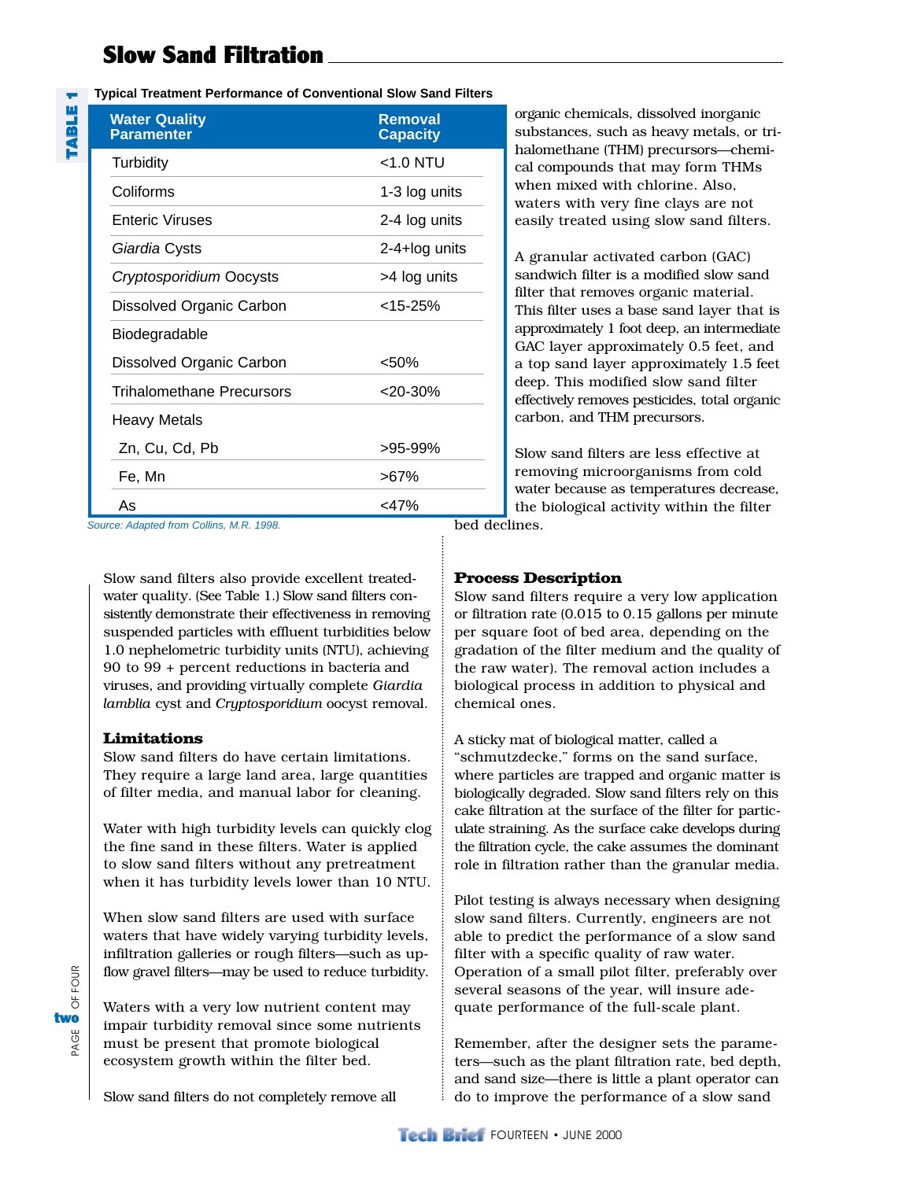**TABLE 1**

Typical Treatment Performance of Conventional Slow Sand Filters

| Water Quality Paramenter | Removal Capacity |
|---|---|
| Turbidity | <1.0 NTU |
| Coliforms | 1-3 log units |
| Enteric Viruses | 2-4 log units |
| *Giardia* Cysts | 2-4+log units |
| *Cryptosporidium* Oocysts | >4 log units |
| Dissolved Organic Carbon | <15-25% |
| Biodegradable Dissolved Organic Carbon | <50% |
| Trihalomethane Precursors | <20-30% |
| Heavy Metals | |
| Zn, Cu, Cd, Pb | >95-99% |
| Fe, Mn | >67% |
| As | <47% |

Source: Adapted from Collins, M.R. 1998.

Slow sand filters also provide excellent treated-water quality. (See Table 1.) Slow sand filters consistently demonstrate their effectiveness in removing suspended particles with effluent turbidities below 1.0 nephelometric turbidity units (NTU), achieving 90 to 99 + percent reductions in bacteria and viruses, and providing virtually complete *Giardia lamblia* cyst and *Cryptosporidium* oocyst removal.

## Limitations

Slow sand filters do have certain limitations. They require a large land area, large quantities of filter media, and manual labor for cleaning.

Water with high turbidity levels can quickly clog the fine sand in these filters. Water is applied to slow sand filters without any pretreatment when it has turbidity levels lower than 10 NTU.

When slow sand filters are used with surface waters that have widely varying turbidity levels, infiltration galleries or rough filters—such as up-flow gravel filters—may be used to reduce turbidity.

Waters with a very low nutrient content may impair turbidity removal since some nutrients must be present that promote biological ecosystem growth within the filter bed.

Slow sand filters do not completely remove all organic chemicals, dissolved inorganic substances, such as heavy metals, or trihalomethane (THM) precursors—chemical compounds that may form THMs when mixed with chlorine. Also, waters with very fine clays are not easily treated using slow sand filters.

A granular activated carbon (GAC) sandwich filter is a modified slow sand filter that removes organic material. This filter uses a base sand layer that is approximately 1 foot deep, an intermediate GAC layer approximately 0.5 feet, and a top sand layer approximately 1.5 feet deep. This modified slow sand filter effectively removes pesticides, total organic carbon, and THM precursors.

Slow sand filters are less effective at removing microorganisms from cold water because as temperatures decrease, the biological activity within the filter bed declines.

## Process Description

Slow sand filters require a very low application or filtration rate (0.015 to 0.15 gallons per minute per square foot of bed area, depending on the gradation of the filter medium and the quality of the raw water). The removal action includes a biological process in addition to physical and chemical ones.

A sticky mat of biological matter, called a "schmutzdecke," forms on the sand surface, where particles are trapped and organic matter is biologically degraded. Slow sand filters rely on this cake filtration at the surface of the filter for particulate straining. As the surface cake develops during the filtration cycle, the cake assumes the dominant role in filtration rather than the granular media.

Pilot testing is always necessary when designing slow sand filters. Currently, engineers are not able to predict the performance of a slow sand filter with a specific quality of raw water. Operation of a small pilot filter, preferably over several seasons of the year, will insure adequate performance of the full-scale plant.

Remember, after the designer sets the parameters—such as the plant filtration rate, bed depth, and sand size—there is little a plant operator can do to improve the performance of a slow sand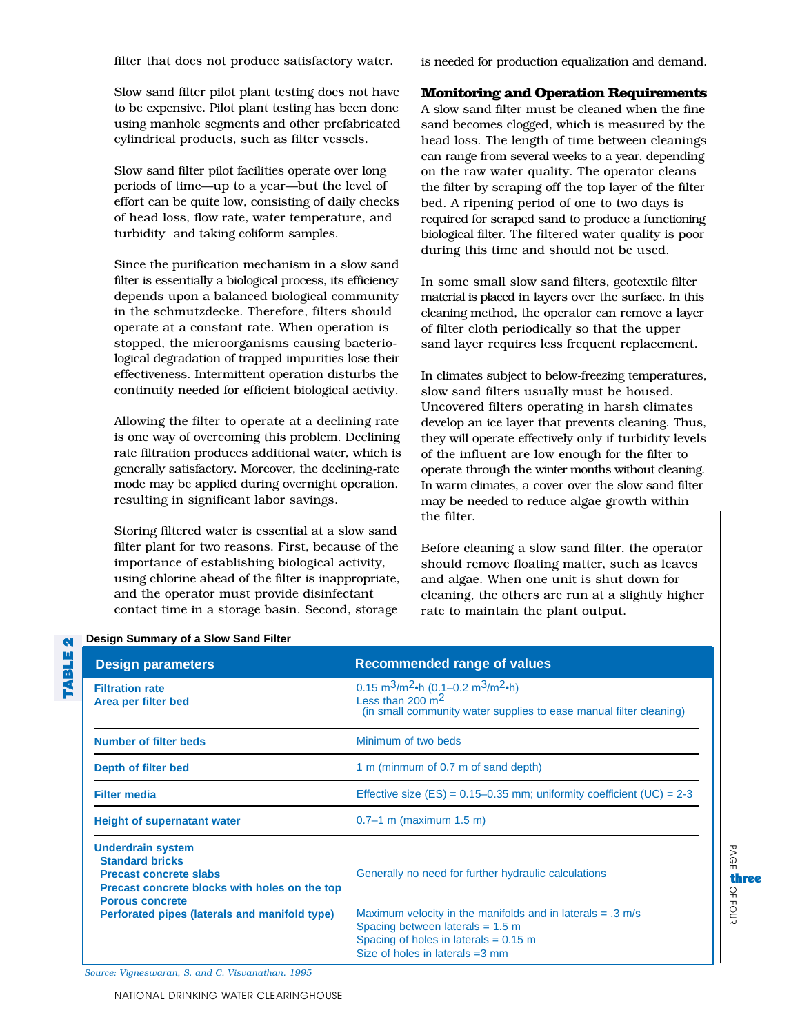filter that does not produce satisfactory water.

Slow sand filter pilot plant testing does not have to be expensive. Pilot plant testing has been done using manhole segments and other prefabricated cylindrical products, such as filter vessels.

Slow sand filter pilot facilities operate over long periods of time—up to a year—but the level of effort can be quite low, consisting of daily checks of head loss, flow rate, water temperature, and turbidity and taking coliform samples.

Since the purification mechanism in a slow sand filter is essentially a biological process, its efficiency depends upon a balanced biological community in the schmutzdecke. Therefore, filters should operate at a constant rate. When operation is stopped, the microorganisms causing bacteriological degradation of trapped impurities lose their effectiveness. Intermittent operation disturbs the continuity needed for efficient biological activity.

Allowing the filter to operate at a declining rate is one way of overcoming this problem. Declining rate filtration produces additional water, which is generally satisfactory. Moreover, the declining-rate mode may be applied during overnight operation, resulting in significant labor savings.

Storing filtered water is essential at a slow sand filter plant for two reasons. First, because of the importance of establishing biological activity, using chlorine ahead of the filter is inappropriate, and the operator must provide disinfectant contact time in a storage basin. Second, storage is needed for production equalization and demand.

## Monitoring and Operation Requirements

A slow sand filter must be cleaned when the fine sand becomes clogged, which is measured by the head loss. The length of time between cleanings can range from several weeks to a year, depending on the raw water quality. The operator cleans the filter by scraping off the top layer of the filter bed. A ripening period of one to two days is required for scraped sand to produce a functioning biological filter. The filtered water quality is poor during this time and should not be used.

In some small slow sand filters, geotextile filter material is placed in layers over the surface. In this cleaning method, the operator can remove a layer of filter cloth periodically so that the upper sand layer requires less frequent replacement.

In climates subject to below-freezing temperatures, slow sand filters usually must be housed. Uncovered filters operating in harsh climates develop an ice layer that prevents cleaning. Thus, they will operate effectively only if turbidity levels of the influent are low enough for the filter to operate through the winter months without cleaning. In warm climates, a cover over the slow sand filter may be needed to reduce algae growth within the filter.

Before cleaning a slow sand filter, the operator should remove floating matter, such as leaves and algae. When one unit is shut down for cleaning, the others are run at a slightly higher rate to maintain the plant output.

**TABLE 2** Design Summary of a Slow Sand Filter

| Design parameters | Recommended range of values |
|---|---|
| **Filtration rate**<br>**Area per filter bed** | 0.15 $m^3/m^2 \cdot h$ (0.1–0.2 $m^3/m^2 \cdot h$)<br>Less than 200 $m^2$<br>(in small community water supplies to ease manual filter cleaning) |
| **Number of filter beds** | Minimum of two beds |
| **Depth of filter bed** | 1 m (minmum of 0.7 m of sand depth) |
| **Filter media** | Effective size (ES) = 0.15–0.35 mm; uniformity coefficient (UC) = 2-3 |
| **Height of supernatant water** | 0.7–1 m (maximum 1.5 m) |
| **Underdrain system**<br>**Standard bricks**<br>**Precast concrete slabs**<br>**Precast concrete blocks with holes on the top**<br>**Porous concrete** | Generally no need for further hydraulic calculations |
| **Perforated pipes (laterals and manifold type)** | Maximum velocity in the manifolds and in laterals = .3 m/s<br>Spacing between laterals = 1.5 m<br>Spacing of holes in laterals = 0.15 m<br>Size of holes in laterals =3 mm |

*Source: Vigneswaran, S. and C. Visvanathan. 1995*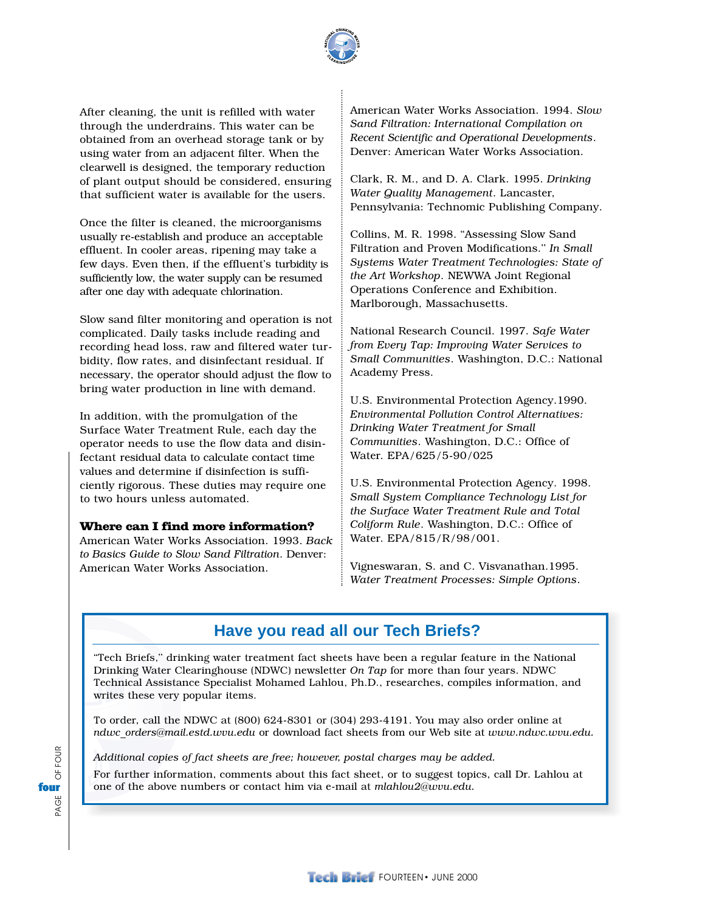After cleaning, the unit is refilled with water through the underdrains. This water can be obtained from an overhead storage tank or by using water from an adjacent filter. When the clearwell is designed, the temporary reduction of plant output should be considered, ensuring that sufficient water is available for the users.

Once the filter is cleaned, the microorganisms usually re-establish and produce an acceptable effluent. In cooler areas, ripening may take a few days. Even then, if the effluent's turbidity is sufficiently low, the water supply can be resumed after one day with adequate chlorination.

Slow sand filter monitoring and operation is not complicated. Daily tasks include reading and recording head loss, raw and filtered water turbidity, flow rates, and disinfectant residual. If necessary, the operator should adjust the flow to bring water production in line with demand.

In addition, with the promulgation of the Surface Water Treatment Rule, each day the operator needs to use the flow data and disinfectant residual data to calculate contact time values and determine if disinfection is sufficiently rigorous. These duties may require one to two hours unless automated.

### Where can I find more information?

American Water Works Association. 1993. *Back to Basics Guide to Slow Sand Filtration*. Denver: American Water Works Association.

American Water Works Association. 1994. *Slow Sand Filtration: International Compilation on Recent Scientific and Operational Developments*. Denver: American Water Works Association.

Clark, R. M., and D. A. Clark. 1995. *Drinking Water Quality Management*. Lancaster, Pennsylvania: Technomic Publishing Company.

Collins, M. R. 1998. "Assessing Slow Sand Filtration and Proven Modifications." *In Small Systems Water Treatment Technologies: State of the Art Workshop*. NEWWA Joint Regional Operations Conference and Exhibition. Marlborough, Massachusetts.

National Research Council. 1997. *Safe Water from Every Tap: Improving Water Services to Small Communities*. Washington, D.C.: National Academy Press.

U.S. Environmental Protection Agency.1990. *Environmental Pollution Control Alternatives: Drinking Water Treatment for Small Communities*. Washington, D.C.: Office of Water. EPA/625/5-90/025

U.S. Environmental Protection Agency. 1998. *Small System Compliance Technology List for the Surface Water Treatment Rule and Total Coliform Rule*. Washington, D.C.: Office of Water. EPA/815/R/98/001.

Vigneswaran, S. and C. Visvanathan.1995. *Water Treatment Processes: Simple Options*.

## Have you read all our Tech Briefs?

"Tech Briefs," drinking water treatment fact sheets have been a regular feature in the National Drinking Water Clearinghouse (NDWC) newsletter *On Tap* for more than four years. NDWC Technical Assistance Specialist Mohamed Lahlou, Ph.D., researches, compiles information, and writes these very popular items.

To order, call the NDWC at (800) 624-8301 or (304) 293-4191. You may also order online at *ndwc_orders@mail.estd.wvu.edu* or download fact sheets from our Web site at *www.ndwc.wvu.edu.*

*Additional copies of fact sheets are free; however, postal charges may be added.*

For further information, comments about this fact sheet, or to suggest topics, call Dr. Lahlou at one of the above numbers or contact him via e-mail at *mlahlou2@wvu.edu.*